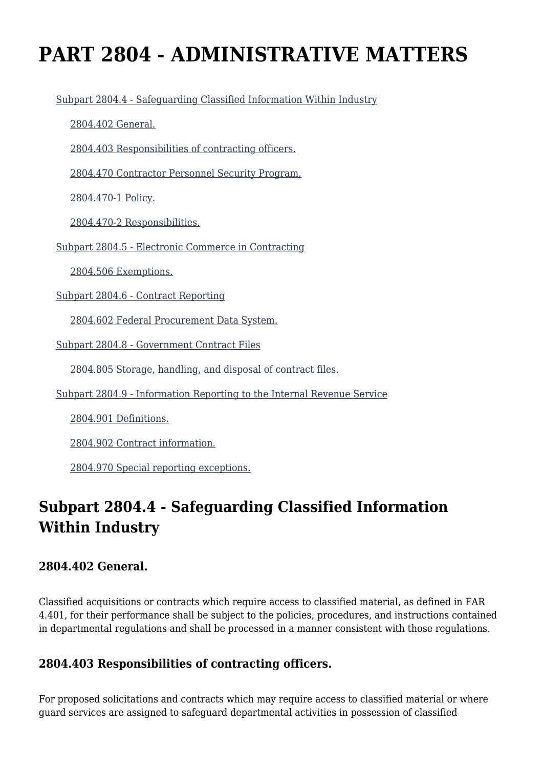# PART 2804 - ADMINISTRATIVE MATTERS

- Subpart 2804.4 - Safeguarding Classified Information Within Industry
  - 2804.402 General.
  - 2804.403 Responsibilities of contracting officers.
  - 2804.470 Contractor Personnel Security Program.
  - 2804.470-1 Policy.
  - 2804.470-2 Responsibilities.
- Subpart 2804.5 - Electronic Commerce in Contracting
  - 2804.506 Exemptions.
- Subpart 2804.6 - Contract Reporting
  - 2804.602 Federal Procurement Data System.
- Subpart 2804.8 - Government Contract Files
  - 2804.805 Storage, handling, and disposal of contract files.
- Subpart 2804.9 - Information Reporting to the Internal Revenue Service
  - 2804.901 Definitions.
  - 2804.902 Contract information.
  - 2804.970 Special reporting exceptions.

## Subpart 2804.4 - Safeguarding Classified Information Within Industry

### 2804.402 General.

Classified acquisitions or contracts which require access to classified material, as defined in FAR 4.401, for their performance shall be subject to the policies, procedures, and instructions contained in departmental regulations and shall be processed in a manner consistent with those regulations.

### 2804.403 Responsibilities of contracting officers.

For proposed solicitations and contracts which may require access to classified material or where guard services are assigned to safeguard departmental activities in possession of classified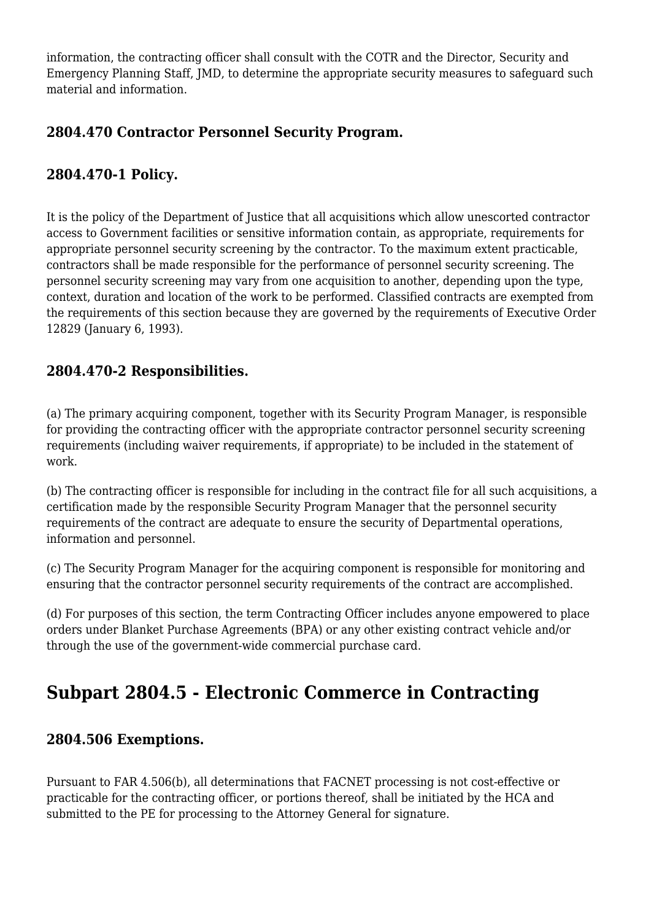information, the contracting officer shall consult with the COTR and the Director, Security and Emergency Planning Staff, JMD, to determine the appropriate security measures to safeguard such material and information.

### 2804.470 Contractor Personnel Security Program.

### 2804.470-1 Policy.

It is the policy of the Department of Justice that all acquisitions which allow unescorted contractor access to Government facilities or sensitive information contain, as appropriate, requirements for appropriate personnel security screening by the contractor. To the maximum extent practicable, contractors shall be made responsible for the performance of personnel security screening. The personnel security screening may vary from one acquisition to another, depending upon the type, context, duration and location of the work to be performed. Classified contracts are exempted from the requirements of this section because they are governed by the requirements of Executive Order 12829 (January 6, 1993).

### 2804.470-2 Responsibilities.

(a) The primary acquiring component, together with its Security Program Manager, is responsible for providing the contracting officer with the appropriate contractor personnel security screening requirements (including waiver requirements, if appropriate) to be included in the statement of work.

(b) The contracting officer is responsible for including in the contract file for all such acquisitions, a certification made by the responsible Security Program Manager that the personnel security requirements of the contract are adequate to ensure the security of Departmental operations, information and personnel.

(c) The Security Program Manager for the acquiring component is responsible for monitoring and ensuring that the contractor personnel security requirements of the contract are accomplished.

(d) For purposes of this section, the term Contracting Officer includes anyone empowered to place orders under Blanket Purchase Agreements (BPA) or any other existing contract vehicle and/or through the use of the government-wide commercial purchase card.

## Subpart 2804.5 - Electronic Commerce in Contracting

### 2804.506 Exemptions.

Pursuant to FAR 4.506(b), all determinations that FACNET processing is not cost-effective or practicable for the contracting officer, or portions thereof, shall be initiated by the HCA and submitted to the PE for processing to the Attorney General for signature.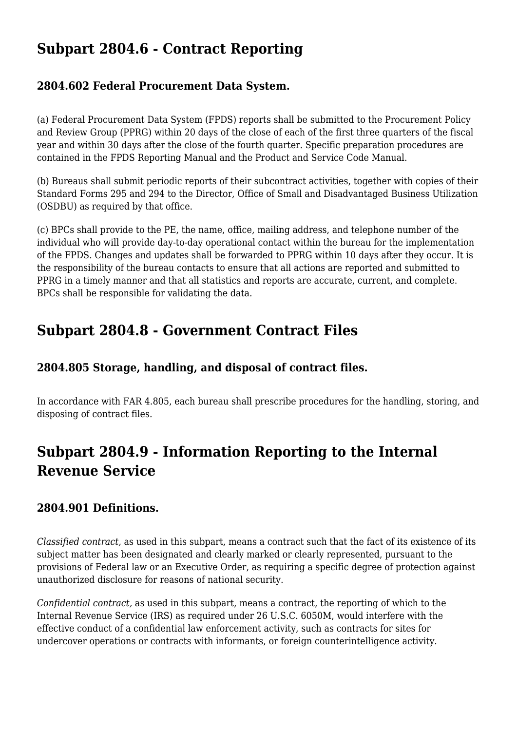## Subpart 2804.6 - Contract Reporting

### 2804.602 Federal Procurement Data System.

(a) Federal Procurement Data System (FPDS) reports shall be submitted to the Procurement Policy and Review Group (PPRG) within 20 days of the close of each of the first three quarters of the fiscal year and within 30 days after the close of the fourth quarter. Specific preparation procedures are contained in the FPDS Reporting Manual and the Product and Service Code Manual.

(b) Bureaus shall submit periodic reports of their subcontract activities, together with copies of their Standard Forms 295 and 294 to the Director, Office of Small and Disadvantaged Business Utilization (OSDBU) as required by that office.

(c) BPCs shall provide to the PE, the name, office, mailing address, and telephone number of the individual who will provide day-to-day operational contact within the bureau for the implementation of the FPDS. Changes and updates shall be forwarded to PPRG within 10 days after they occur. It is the responsibility of the bureau contacts to ensure that all actions are reported and submitted to PPRG in a timely manner and that all statistics and reports are accurate, current, and complete. BPCs shall be responsible for validating the data.

## Subpart 2804.8 - Government Contract Files

### 2804.805 Storage, handling, and disposal of contract files.

In accordance with FAR 4.805, each bureau shall prescribe procedures for the handling, storing, and disposing of contract files.

## Subpart 2804.9 - Information Reporting to the Internal Revenue Service

### 2804.901 Definitions.

*Classified contract,* as used in this subpart, means a contract such that the fact of its existence of its subject matter has been designated and clearly marked or clearly represented, pursuant to the provisions of Federal law or an Executive Order, as requiring a specific degree of protection against unauthorized disclosure for reasons of national security.

*Confidential contract,* as used in this subpart, means a contract, the reporting of which to the Internal Revenue Service (IRS) as required under 26 U.S.C. 6050M, would interfere with the effective conduct of a confidential law enforcement activity, such as contracts for sites for undercover operations or contracts with informants, or foreign counterintelligence activity.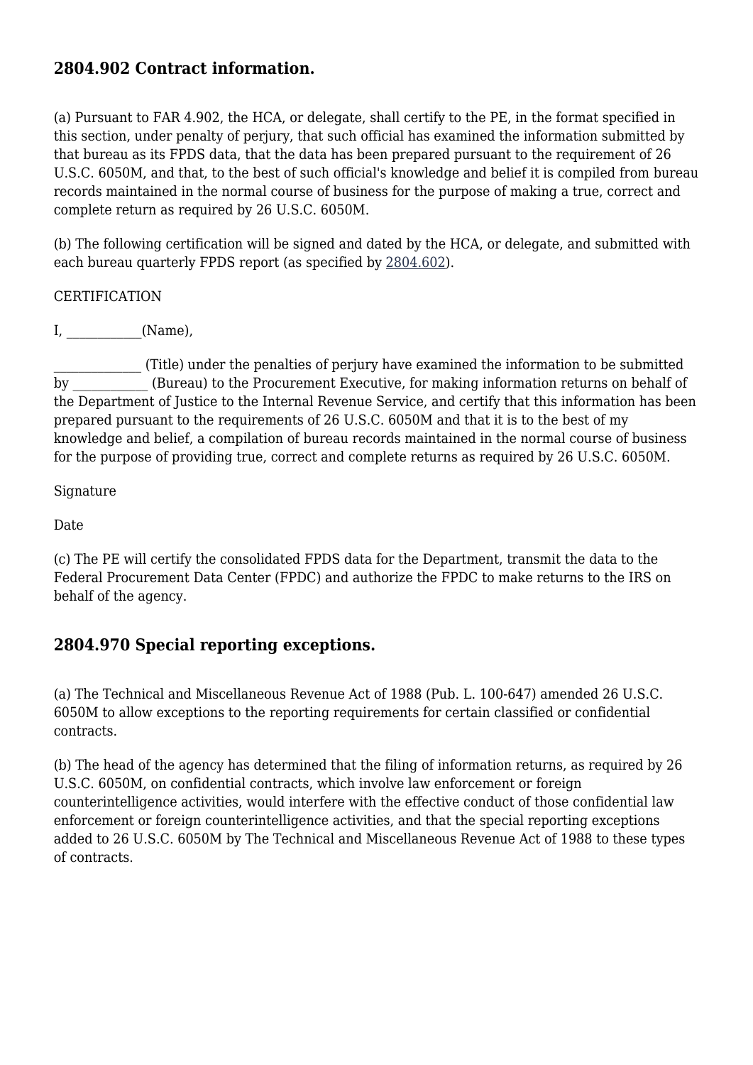## 2804.902 Contract information.

(a) Pursuant to FAR 4.902, the HCA, or delegate, shall certify to the PE, in the format specified in this section, under penalty of perjury, that such official has examined the information submitted by that bureau as its FPDS data, that the data has been prepared pursuant to the requirement of 26 U.S.C. 6050M, and that, to the best of such official's knowledge and belief it is compiled from bureau records maintained in the normal course of business for the purpose of making a true, correct and complete return as required by 26 U.S.C. 6050M.

(b) The following certification will be signed and dated by the HCA, or delegate, and submitted with each bureau quarterly FPDS report (as specified by 2804.602).

CERTIFICATION

I, ____________(Name),

______________ (Title) under the penalties of perjury have examined the information to be submitted by ____________ (Bureau) to the Procurement Executive, for making information returns on behalf of the Department of Justice to the Internal Revenue Service, and certify that this information has been prepared pursuant to the requirements of 26 U.S.C. 6050M and that it is to the best of my knowledge and belief, a compilation of bureau records maintained in the normal course of business for the purpose of providing true, correct and complete returns as required by 26 U.S.C. 6050M.

Signature

Date

(c) The PE will certify the consolidated FPDS data for the Department, transmit the data to the Federal Procurement Data Center (FPDC) and authorize the FPDC to make returns to the IRS on behalf of the agency.

## 2804.970 Special reporting exceptions.

(a) The Technical and Miscellaneous Revenue Act of 1988 (Pub. L. 100-647) amended 26 U.S.C. 6050M to allow exceptions to the reporting requirements for certain classified or confidential contracts.

(b) The head of the agency has determined that the filing of information returns, as required by 26 U.S.C. 6050M, on confidential contracts, which involve law enforcement or foreign counterintelligence activities, would interfere with the effective conduct of those confidential law enforcement or foreign counterintelligence activities, and that the special reporting exceptions added to 26 U.S.C. 6050M by The Technical and Miscellaneous Revenue Act of 1988 to these types of contracts.